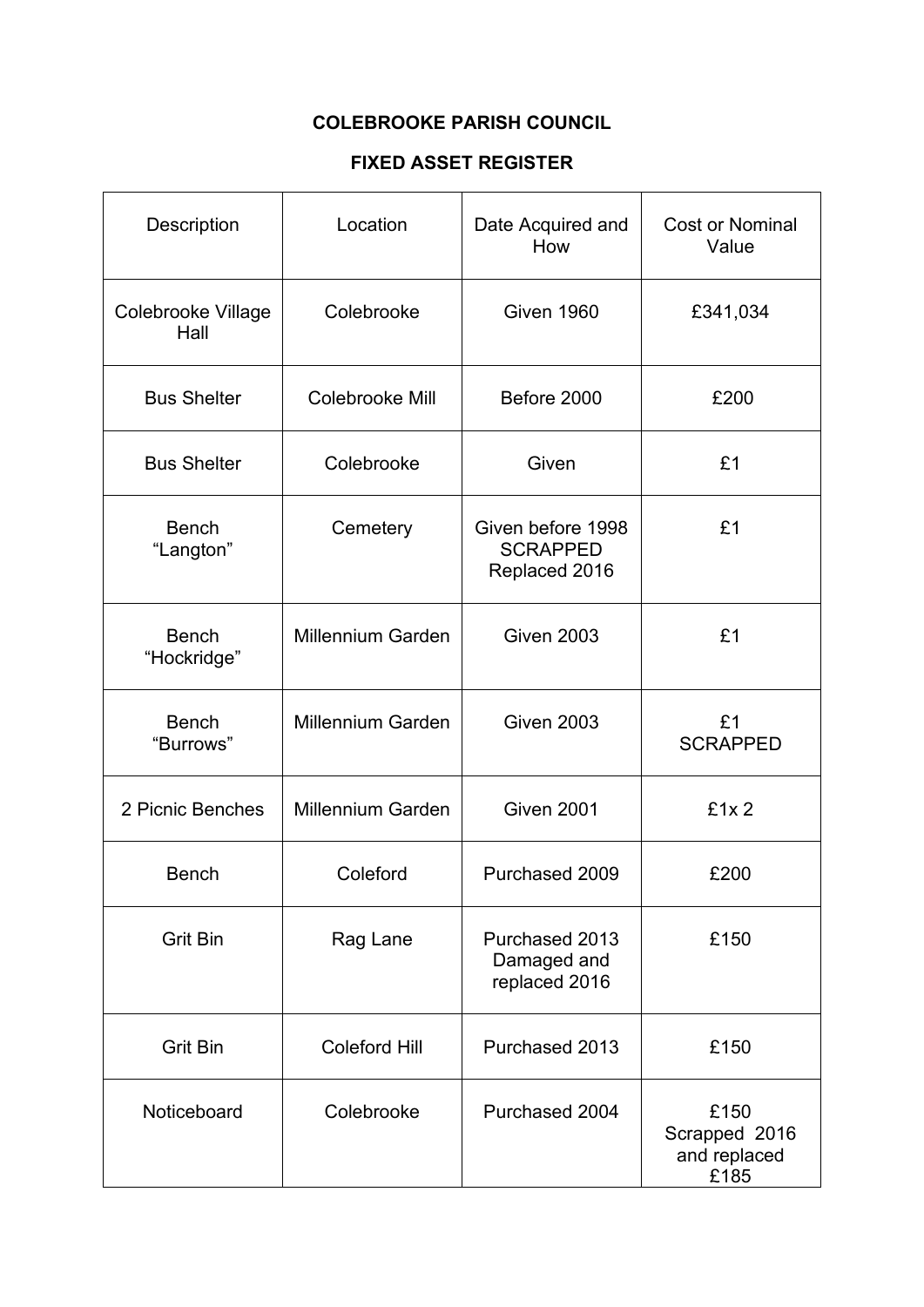**COLEBROOKE PARISH COUNCIL**

**FIXED ASSET REGISTER**

| Description | Location | Date Acquired and How | Cost or Nominal Value |
|---|---|---|---|
| Colebrooke Village Hall | Colebrooke | Given 1960 | £341,034 |
| Bus Shelter | Colebrooke Mill | Before 2000 | £200 |
| Bus Shelter | Colebrooke | Given | £1 |
| Bench “Langton” | Cemetery | Given before 1998 SCRAPPED Replaced 2016 | £1 |
| Bench “Hockridge” | Millennium Garden | Given 2003 | £1 |
| Bench “Burrows” | Millennium Garden | Given 2003 | £1 SCRAPPED |
| 2 Picnic Benches | Millennium Garden | Given 2001 | £1x 2 |
| Bench | Coleford | Purchased 2009 | £200 |
| Grit Bin | Rag Lane | Purchased 2013 Damaged and replaced 2016 | £150 |
| Grit Bin | Coleford Hill | Purchased 2013 | £150 |
| Noticeboard | Colebrooke | Purchased 2004 | £150 Scrapped 2016 and replaced £185 |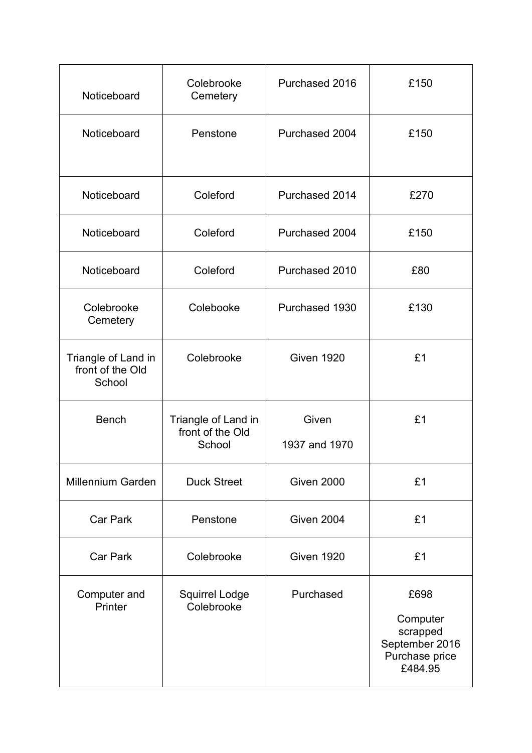| Noticeboard | Colebrooke Cemetery | Purchased 2016 | £150 |
|---|---|---|---|
| Noticeboard | Penstone | Purchased 2004 | £150 |
| Noticeboard | Coleford | Purchased 2014 | £270 |
| Noticeboard | Coleford | Purchased 2004 | £150 |
| Noticeboard | Coleford | Purchased 2010 | £80 |
| Colebrooke Cemetery | Colebooke | Purchased 1930 | £130 |
| Triangle of Land in front of the Old School | Colebrooke | Given 1920 | £1 |
| Bench | Triangle of Land in front of the Old School | Given 1937 and 1970 | £1 |
| Millennium Garden | Duck Street | Given 2000 | £1 |
| Car Park | Penstone | Given 2004 | £1 |
| Car Park | Colebrooke | Given 1920 | £1 |
| Computer and Printer | Squirrel Lodge Colebrooke | Purchased | £698 Computer scrapped September 2016 Purchase price £484.95 |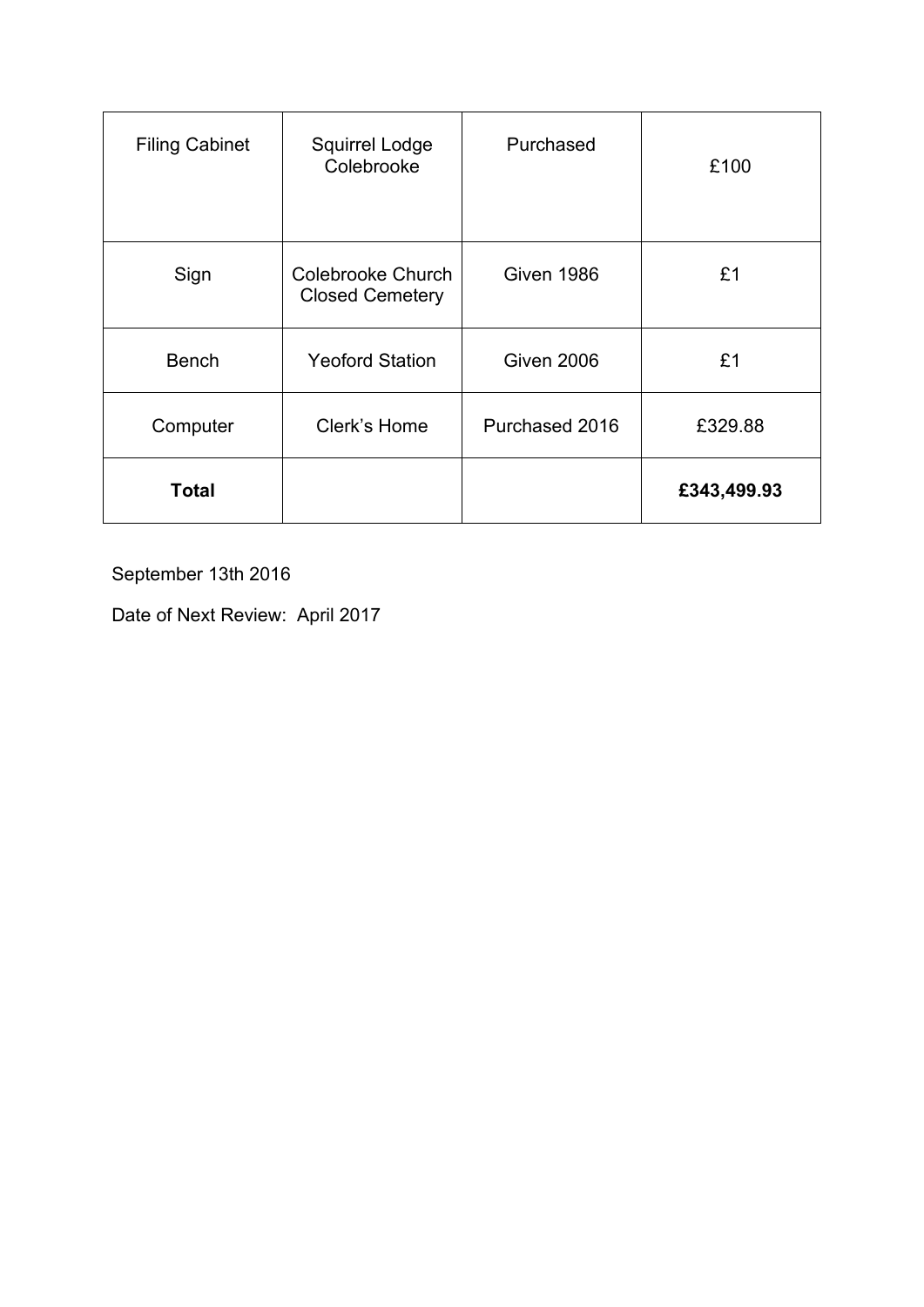| | | | |
|---|---|---|---|
| Filing Cabinet | Squirrel Lodge Colebrooke | Purchased | £100 |
| Sign | Colebrooke Church Closed Cemetery | Given 1986 | £1 |
| Bench | Yeoford Station | Given 2006 | £1 |
| Computer | Clerk's Home | Purchased 2016 | £329.88 |
| **Total** | | | **£343,499.93** |

September 13th 2016

Date of Next Review: April 2017